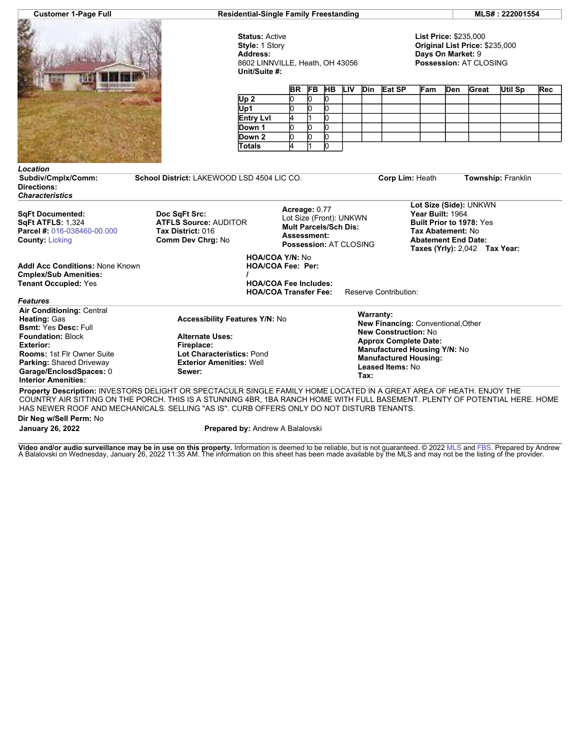**Customer 1-Page Full** | **Residential-Single Family Freestanding** | **MLS# : 222001554**

**Status:** Active
**Style:** 1 Story
**Address:**
8602 LINNVILLE, Heath, OH 43056
**Unit/Suite #:**

**List Price:** $235,000
**Original List Price:** $235,000
**Days On Market:** 9
**Possession:** AT CLOSING

| | BR | FB | HB | LIV | Din | Eat SP | Fam | Den | Great | Util Sp | Rec |
|---|---|---|---|---|---|---|---|---|---|---|---|
| Up 2 | 0 | 0 | 0 | | | | | | | | |
| Up1 | 0 | 0 | 0 | | | | | | | | |
| Entry Lvl | 4 | 1 | 0 | | | | | | | | |
| Down 1 | 0 | 0 | 0 | | | | | | | | |
| Down 2 | 0 | 0 | 0 | | | | | | | | |
| Totals | 4 | 1 | 0 | | | | | | | | |

### *Location*

**Subdiv/Cmplx/Comm:** **School District:** LAKEWOOD LSD 4504 LIC CO. **Corp Lim:** Heath **Township:** Franklin
**Directions:**

### *Characteristics*

**SqFt Documented:**
**SqFt ATFLS:** 1,324
**Parcel #:** 016-038460-00.000
**County:** Licking

**Doc SqFt Src:**
**ATFLS Source:** AUDITOR
**Tax District:** 016
**Comm Dev Chrg:** No

**Acreage:** 0.77
Lot Size (Front): UNKWN
**Mult Parcels/Sch Dis:**
**Assessment:**
**Possession:** AT CLOSING

**Lot Size (Side):** UNKWN
**Year Built:** 1964
**Built Prior to 1978:** Yes
**Tax Abatement:** No
**Abatement End Date:**
**Taxes (Yrly):** 2,042 **Tax Year:**

**Addl Acc Conditions:** None Known
**Cmplex/Sub Amenities:**
**Tenant Occupied:** Yes

**HOA/COA Y/N:** No
**HOA/COA Fee: Per:**
**/**
**HOA/COA Fee Includes:**
**HOA/COA Transfer Fee:** Reserve Contribution:

### *Features*

**Air Conditioning:** Central
**Heating:** Gas
**Bsmt:** Yes **Desc:** Full
**Foundation:** Block
**Exterior:**
**Rooms:** 1st Flr Owner Suite
**Parking:** Shared Driveway
**Garage/EnclosdSpaces:** 0
**Interior Amenities:**

**Accessibility Features Y/N:** No

**Alternate Uses:**
**Fireplace:**
**Lot Characteristics:** Pond
**Exterior Amenities:** Well
**Sewer:**

**Warranty:**
**New Financing:** Conventional,Other
**New Construction:** No
**Approx Complete Date:**
**Manufactured Housing Y/N:** No
**Manufactured Housing:**
**Leased Items:** No
**Tax:**

**Property Description:** INVESTORS DELIGHT OR SPECTACULR SINGLE FAMILY HOME LOCATED IN A GREAT AREA OF HEATH. ENJOY THE COUNTRY AIR SITTING ON THE PORCH. THIS IS A STUNNING 4BR, 1BA RANCH HOME WITH FULL BASEMENT. PLENTY OF POTENTIAL HERE. HOME HAS NEWER ROOF AND MECHANICALS. SELLING "AS IS". CURB OFFERS ONLY DO NOT DISTURB TENANTS.

**Dir Neg w/Sell Perm:** No

**January 26, 2022** **Prepared by:** Andrew A Balalovski

**Video and/or audio surveillance may be in use on this property.** Information is deemed to be reliable, but is not guaranteed. © 2022 MLS and FBS. Prepared by Andrew A Balalovski on Wednesday, January 26, 2022 11:35 AM. The information on this sheet has been made available by the MLS and may not be the listing of the provider.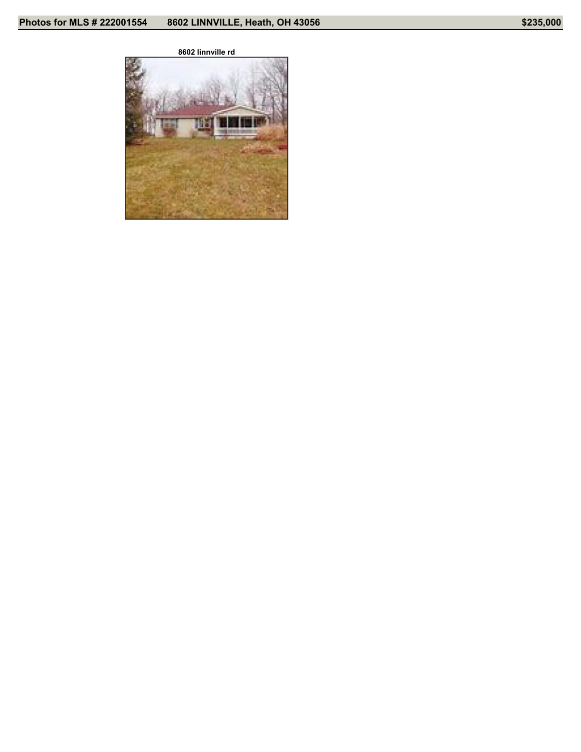**Photos for MLS # 222001554 8602 LINNVILLE, Heath, OH 43056 $235,000**

**8602 linnville rd**